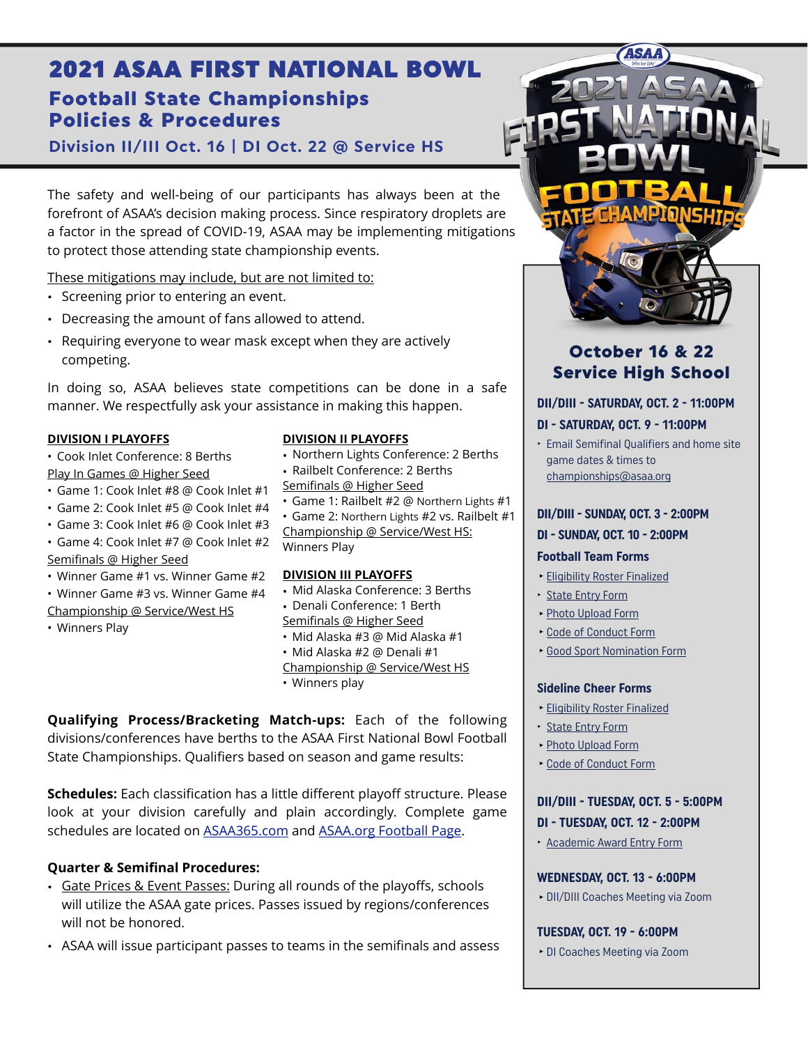# 2021 ASAA FIRST NATIONAL BOWL

## Football State Championships Policies & Procedures

### Division II/III Oct. 16 | DI Oct. 22 @ Service HS

The safety and well-being of our participants has always been at the forefront of ASAA's decision making process. Since respiratory droplets are a factor in the spread of COVID-19, ASAA may be implementing mitigations to protect those attending state championship events.

These mitigations may include, but are not limited to:

- Screening prior to entering an event.
- Decreasing the amount of fans allowed to attend.
- Requiring everyone to wear mask except when they are actively competing.

In doing so, ASAA believes state competitions can be done in a safe manner. We respectfully ask your assistance in making this happen.

**DIVISION I PLAYOFFS**

- Cook Inlet Conference: 8 Berths

Play In Games @ Higher Seed

- Game 1: Cook Inlet #8 @ Cook Inlet #1
- Game 2: Cook Inlet #5 @ Cook Inlet #4
- Game 3: Cook Inlet #6 @ Cook Inlet #3
- Game 4: Cook Inlet #7 @ Cook Inlet #2

Semifinals @ Higher Seed

- Winner Game #1 vs. Winner Game #2
- Winner Game #3 vs. Winner Game #4

Championship @ Service/West HS

- Winners Play

**DIVISION II PLAYOFFS**

- Northern Lights Conference: 2 Berths
- Railbelt Conference: 2 Berths

Semifinals @ Higher Seed

- Game 1: Railbelt #2 @ Northern Lights #1
- Game 2: Northern Lights #2 vs. Railbelt #1

Championship @ Service/West HS:
Winners Play

**DIVISION III PLAYOFFS**

- Mid Alaska Conference: 3 Berths
- Denali Conference: 1 Berth

Semifinals @ Higher Seed

- Mid Alaska #3 @ Mid Alaska #1
- Mid Alaska #2 @ Denali #1

Championship @ Service/West HS

- Winners play

**Qualifying Process/Bracketing Match-ups:** Each of the following divisions/conferences have berths to the ASAA First National Bowl Football State Championships. Qualifiers based on season and game results:

**Schedules:** Each classification has a little different playoff structure. Please look at your division carefully and plain accordingly. Complete game schedules are located on ASAA365.com and ASAA.org Football Page.

**Quarter & Semifinal Procedures:**

- Gate Prices & Event Passes: During all rounds of the playoffs, schools will utilize the ASAA gate prices. Passes issued by regions/conferences will not be honored.
- ASAA will issue participant passes to teams in the semifinals and assess

### October 16 & 22 Service High School

**DII/DIII - SATURDAY, OCT. 2 - 11:00PM**

**DI - SATURDAY, OCT. 9 - 11:00PM**

- Email Semifinal Qualifiers and home site game dates & times to championships@asaa.org

**DII/DIII - SUNDAY, OCT. 3 - 2:00PM**

**DI - SUNDAY, OCT. 10 - 2:00PM**

**Football Team Forms**

- Eligibility Roster Finalized
- State Entry Form
- Photo Upload Form
- Code of Conduct Form
- Good Sport Nomination Form

**Sideline Cheer Forms**

- Eligibility Roster Finalized
- State Entry Form
- Photo Upload Form
- Code of Conduct Form

**DII/DIII - TUESDAY, OCT. 5 - 5:00PM**

**DI - TUESDAY, OCT. 12 - 2:00PM**

- Academic Award Entry Form

**WEDNESDAY, OCT. 13 - 6:00PM**

- DII/DIII Coaches Meeting via Zoom

**TUESDAY, OCT. 19 - 6:00PM**

- DI Coaches Meeting via Zoom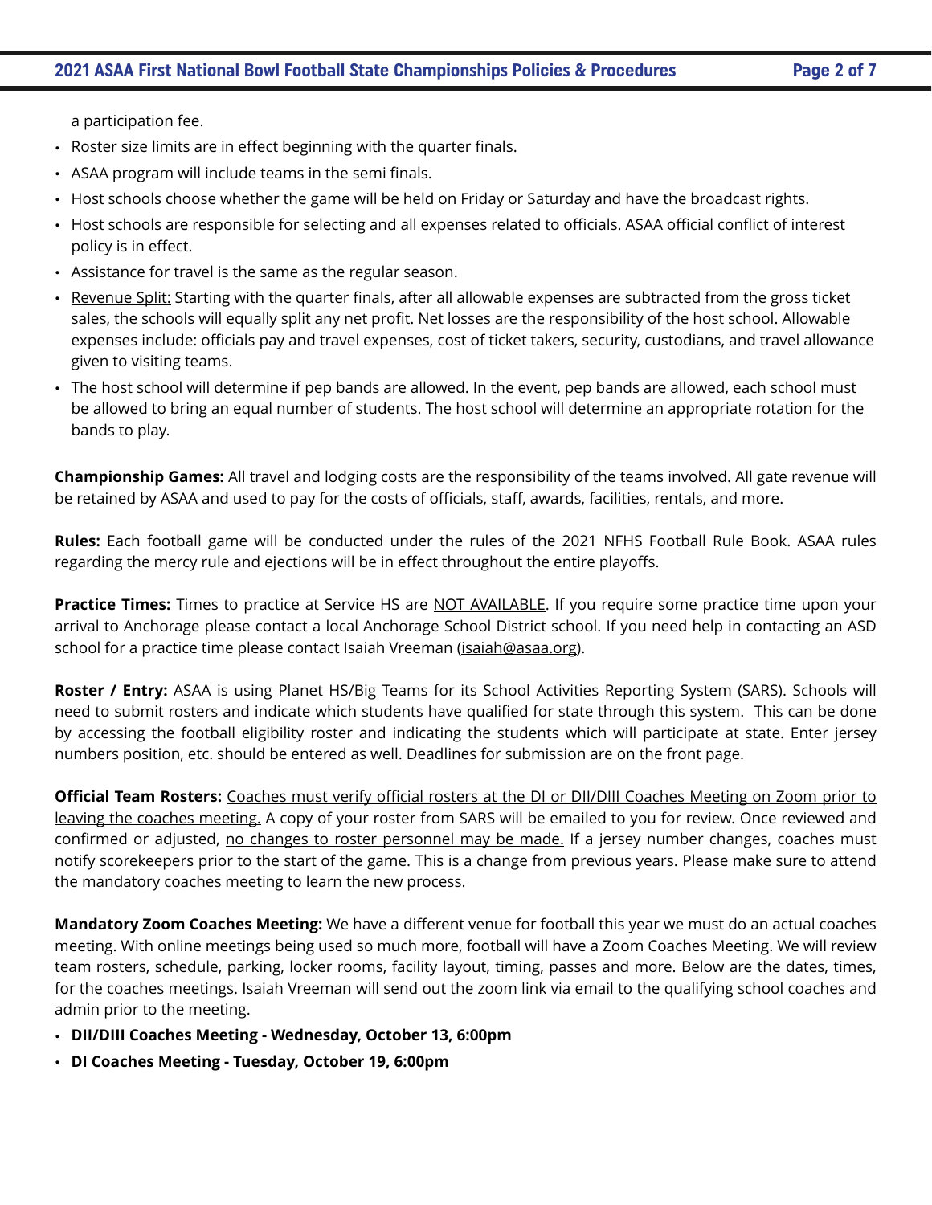a participation fee.

- Roster size limits are in effect beginning with the quarter finals.
- ASAA program will include teams in the semi finals.
- Host schools choose whether the game will be held on Friday or Saturday and have the broadcast rights.
- Host schools are responsible for selecting and all expenses related to officials. ASAA official conflict of interest policy is in effect.
- Assistance for travel is the same as the regular season.
- <u>Revenue Split:</u> Starting with the quarter finals, after all allowable expenses are subtracted from the gross ticket sales, the schools will equally split any net profit. Net losses are the responsibility of the host school. Allowable expenses include: officials pay and travel expenses, cost of ticket takers, security, custodians, and travel allowance given to visiting teams.
- The host school will determine if pep bands are allowed. In the event, pep bands are allowed, each school must be allowed to bring an equal number of students. The host school will determine an appropriate rotation for the bands to play.

**Championship Games:** All travel and lodging costs are the responsibility of the teams involved. All gate revenue will be retained by ASAA and used to pay for the costs of officials, staff, awards, facilities, rentals, and more.

**Rules:** Each football game will be conducted under the rules of the 2021 NFHS Football Rule Book. ASAA rules regarding the mercy rule and ejections will be in effect throughout the entire playoffs.

**Practice Times:** Times to practice at Service HS are <u>NOT AVAILABLE</u>. If you require some practice time upon your arrival to Anchorage please contact a local Anchorage School District school. If you need help in contacting an ASD school for a practice time please contact Isaiah Vreeman (isaiah@asaa.org).

**Roster / Entry:** ASAA is using Planet HS/Big Teams for its School Activities Reporting System (SARS). Schools will need to submit rosters and indicate which students have qualified for state through this system. This can be done by accessing the football eligibility roster and indicating the students which will participate at state. Enter jersey numbers position, etc. should be entered as well. Deadlines for submission are on the front page.

**Official Team Rosters:** <u>Coaches must verify official rosters at the DI or DII/DIII Coaches Meeting on Zoom prior to leaving the coaches meeting.</u> A copy of your roster from SARS will be emailed to you for review. Once reviewed and confirmed or adjusted, <u>no changes to roster personnel may be made.</u> If a jersey number changes, coaches must notify scorekeepers prior to the start of the game. This is a change from previous years. Please make sure to attend the mandatory coaches meeting to learn the new process.

**Mandatory Zoom Coaches Meeting:** We have a different venue for football this year we must do an actual coaches meeting. With online meetings being used so much more, football will have a Zoom Coaches Meeting. We will review team rosters, schedule, parking, locker rooms, facility layout, timing, passes and more. Below are the dates, times, for the coaches meetings. Isaiah Vreeman will send out the zoom link via email to the qualifying school coaches and admin prior to the meeting.

- **DII/DIII Coaches Meeting - Wednesday, October 13, 6:00pm**
- **DI Coaches Meeting - Tuesday, October 19, 6:00pm**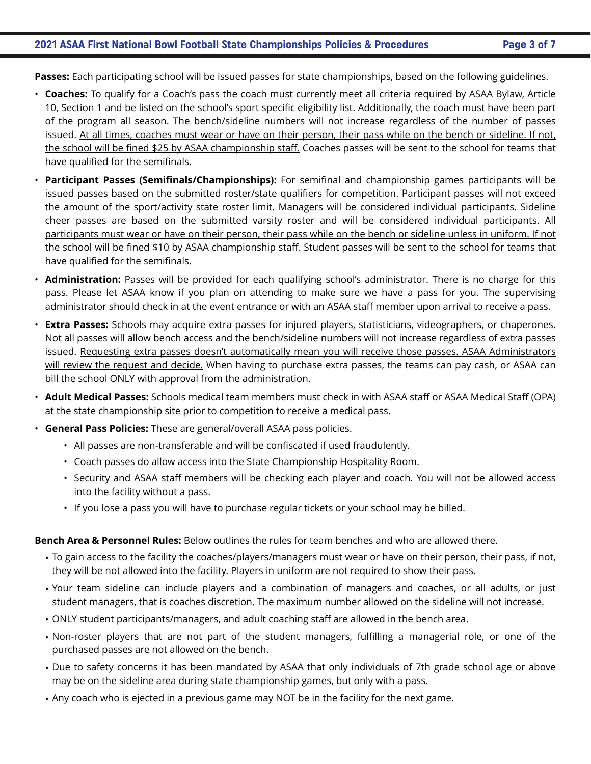**Passes:** Each participating school will be issued passes for state championships, based on the following guidelines.

- **Coaches:** To qualify for a Coach's pass the coach must currently meet all criteria required by ASAA Bylaw, Article 10, Section 1 and be listed on the school's sport specific eligibility list. Additionally, the coach must have been part of the program all season. The bench/sideline numbers will not increase regardless of the number of passes issued. <u>At all times, coaches must wear or have on their person, their pass while on the bench or sideline. If not, the school will be fined $25 by ASAA championship staff.</u> Coaches passes will be sent to the school for teams that have qualified for the semifinals.
- **Participant Passes (Semifinals/Championships):** For semifinal and championship games participants will be issued passes based on the submitted roster/state qualifiers for competition. Participant passes will not exceed the amount of the sport/activity state roster limit. Managers will be considered individual participants. Sideline cheer passes are based on the submitted varsity roster and will be considered individual participants. <u>All participants must wear or have on their person, their pass while on the bench or sideline unless in uniform. If not the school will be fined $10 by ASAA championship staff.</u> Student passes will be sent to the school for teams that have qualified for the semifinals.
- **Administration:** Passes will be provided for each qualifying school's administrator. There is no charge for this pass. Please let ASAA know if you plan on attending to make sure we have a pass for you. <u>The supervising administrator should check in at the event entrance or with an ASAA staff member upon arrival to receive a pass.</u>
- **Extra Passes:** Schools may acquire extra passes for injured players, statisticians, videographers, or chaperones. Not all passes will allow bench access and the bench/sideline numbers will not increase regardless of extra passes issued. <u>Requesting extra passes doesn't automatically mean you will receive those passes. ASAA Administrators will review the request and decide.</u> When having to purchase extra passes, the teams can pay cash, or ASAA can bill the school ONLY with approval from the administration.
- **Adult Medical Passes:** Schools medical team members must check in with ASAA staff or ASAA Medical Staff (OPA) at the state championship site prior to competition to receive a medical pass.
- **General Pass Policies:** These are general/overall ASAA pass policies.
  - All passes are non-transferable and will be confiscated if used fraudulently.
  - Coach passes do allow access into the State Championship Hospitality Room.
  - Security and ASAA staff members will be checking each player and coach. You will not be allowed access into the facility without a pass.
  - If you lose a pass you will have to purchase regular tickets or your school may be billed.

**Bench Area & Personnel Rules:** Below outlines the rules for team benches and who are allowed there.

- To gain access to the facility the coaches/players/managers must wear or have on their person, their pass, if not, they will be not allowed into the facility. Players in uniform are not required to show their pass.
- Your team sideline can include players and a combination of managers and coaches, or all adults, or just student managers, that is coaches discretion. The maximum number allowed on the sideline will not increase.
- ONLY student participants/managers, and adult coaching staff are allowed in the bench area.
- Non-roster players that are not part of the student managers, fulfilling a managerial role, or one of the purchased passes are not allowed on the bench.
- Due to safety concerns it has been mandated by ASAA that only individuals of 7th grade school age or above may be on the sideline area during state championship games, but only with a pass.
- Any coach who is ejected in a previous game may NOT be in the facility for the next game.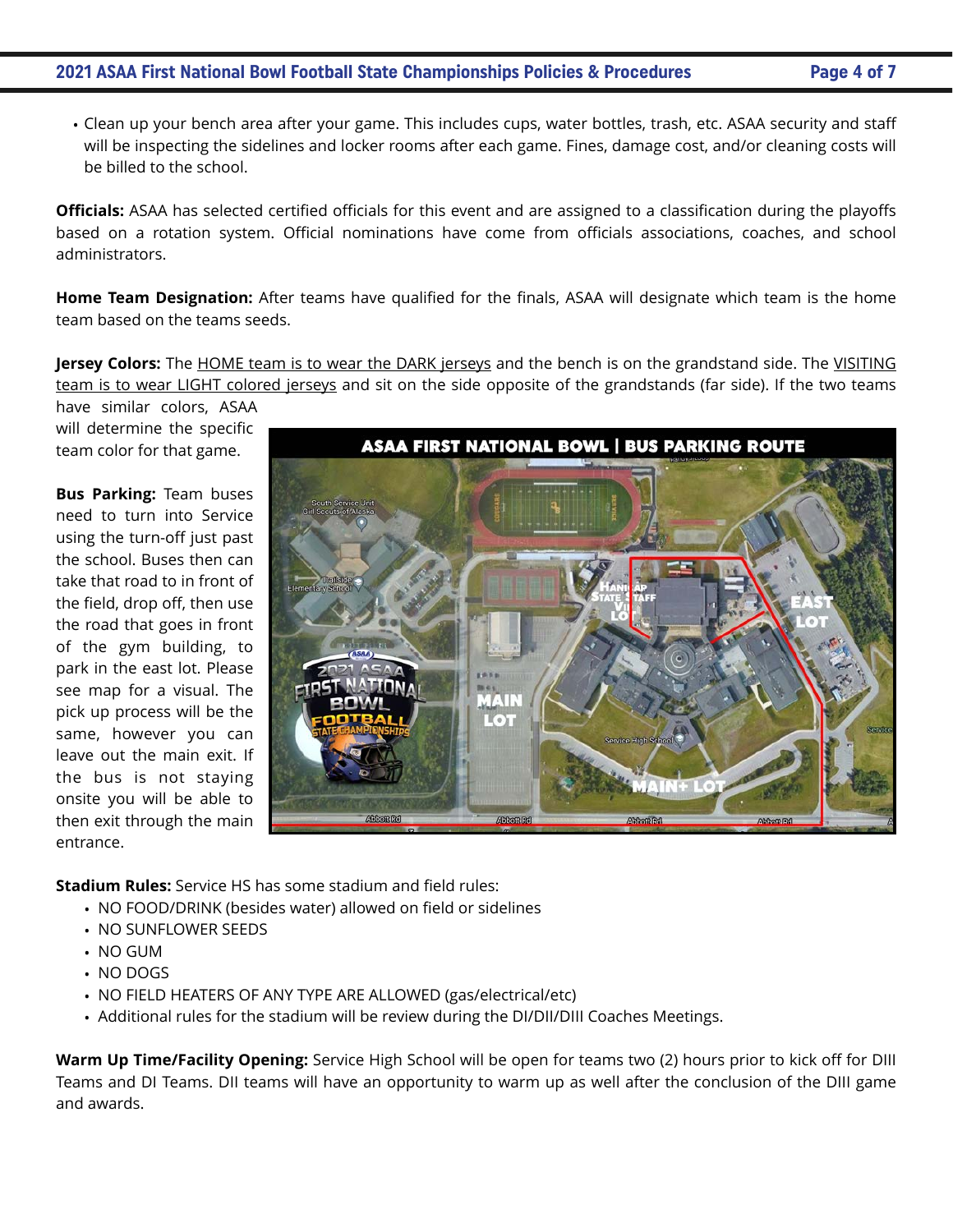- Clean up your bench area after your game. This includes cups, water bottles, trash, etc. ASAA security and staff will be inspecting the sidelines and locker rooms after each game. Fines, damage cost, and/or cleaning costs will be billed to the school.

**Officials:** ASAA has selected certified officials for this event and are assigned to a classification during the playoffs based on a rotation system. Official nominations have come from officials associations, coaches, and school administrators.

**Home Team Designation:** After teams have qualified for the finals, ASAA will designate which team is the home team based on the teams seeds.

**Jersey Colors:** The HOME team is to wear the DARK jerseys and the bench is on the grandstand side. The VISITING team is to wear LIGHT colored jerseys and sit on the side opposite of the grandstands (far side). If the two teams have similar colors, ASAA will determine the specific team color for that game.

**Bus Parking:** Team buses need to turn into Service using the turn-off just past the school. Buses then can take that road to in front of the field, drop off, then use the road that goes in front of the gym building, to park in the east lot. Please see map for a visual. The pick up process will be the same, however you can leave out the main exit. If the bus is not staying onsite you will be able to then exit through the main entrance.

**Stadium Rules:** Service HS has some stadium and field rules:

- NO FOOD/DRINK (besides water) allowed on field or sidelines
- NO SUNFLOWER SEEDS
- NO GUM
- NO DOGS
- NO FIELD HEATERS OF ANY TYPE ARE ALLOWED (gas/electrical/etc)
- Additional rules for the stadium will be review during the DI/DII/DIII Coaches Meetings.

**Warm Up Time/Facility Opening:** Service High School will be open for teams two (2) hours prior to kick off for DIII Teams and DI Teams. DII teams will have an opportunity to warm up as well after the conclusion of the DIII game and awards.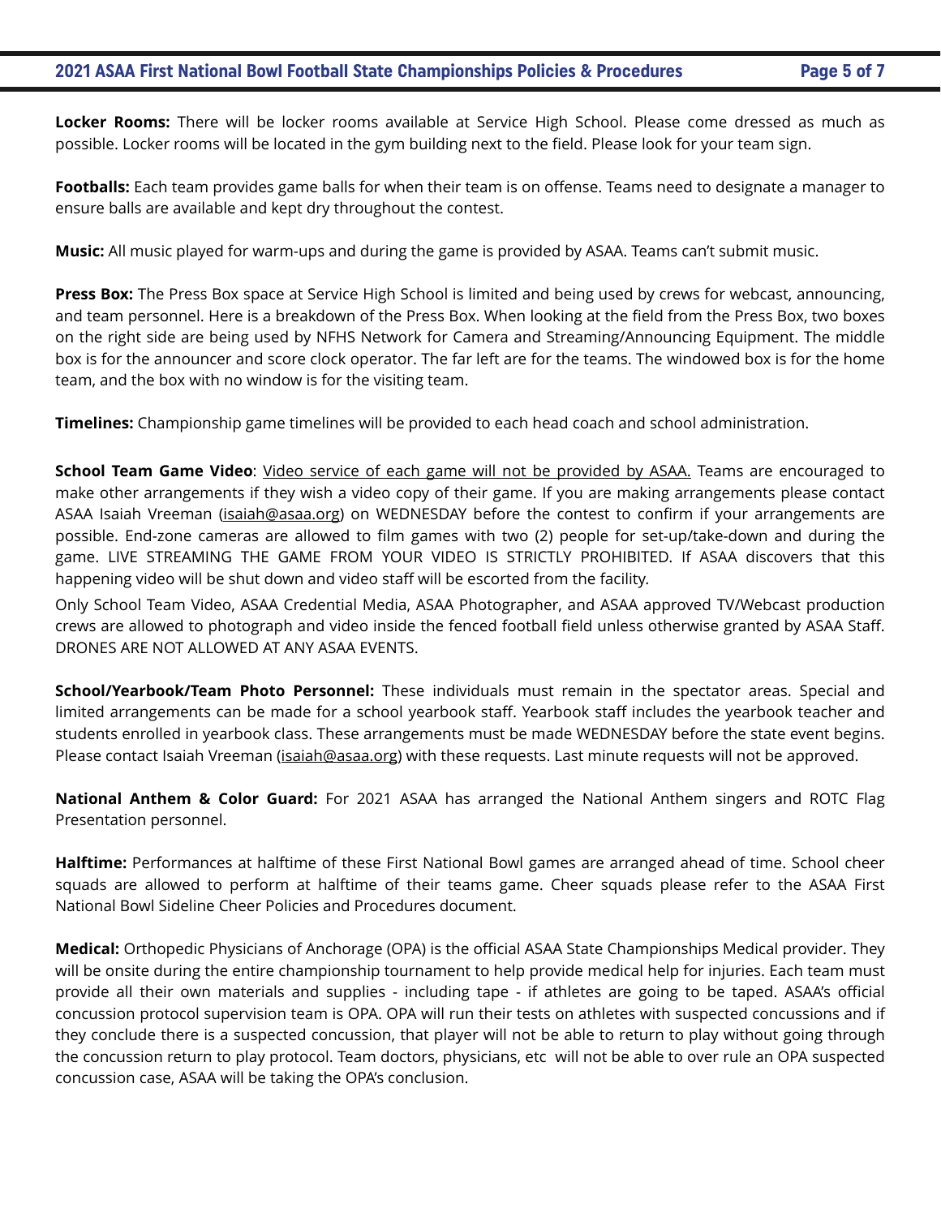**Locker Rooms:** There will be locker rooms available at Service High School. Please come dressed as much as possible. Locker rooms will be located in the gym building next to the field. Please look for your team sign.

**Footballs:** Each team provides game balls for when their team is on offense. Teams need to designate a manager to ensure balls are available and kept dry throughout the contest.

**Music:** All music played for warm-ups and during the game is provided by ASAA. Teams can't submit music.

**Press Box:** The Press Box space at Service High School is limited and being used by crews for webcast, announcing, and team personnel. Here is a breakdown of the Press Box. When looking at the field from the Press Box, two boxes on the right side are being used by NFHS Network for Camera and Streaming/Announcing Equipment. The middle box is for the announcer and score clock operator. The far left are for the teams. The windowed box is for the home team, and the box with no window is for the visiting team.

**Timelines:** Championship game timelines will be provided to each head coach and school administration.

**School Team Game Video**: Video service of each game will not be provided by ASAA. Teams are encouraged to make other arrangements if they wish a video copy of their game. If you are making arrangements please contact ASAA Isaiah Vreeman (isaiah@asaa.org) on WEDNESDAY before the contest to confirm if your arrangements are possible. End-zone cameras are allowed to film games with two (2) people for set-up/take-down and during the game. LIVE STREAMING THE GAME FROM YOUR VIDEO IS STRICTLY PROHIBITED. If ASAA discovers that this happening video will be shut down and video staff will be escorted from the facility.

Only School Team Video, ASAA Credential Media, ASAA Photographer, and ASAA approved TV/Webcast production crews are allowed to photograph and video inside the fenced football field unless otherwise granted by ASAA Staff. DRONES ARE NOT ALLOWED AT ANY ASAA EVENTS.

**School/Yearbook/Team Photo Personnel:** These individuals must remain in the spectator areas. Special and limited arrangements can be made for a school yearbook staff. Yearbook staff includes the yearbook teacher and students enrolled in yearbook class. These arrangements must be made WEDNESDAY before the state event begins. Please contact Isaiah Vreeman (isaiah@asaa.org) with these requests. Last minute requests will not be approved.

**National Anthem & Color Guard:** For 2021 ASAA has arranged the National Anthem singers and ROTC Flag Presentation personnel.

**Halftime:** Performances at halftime of these First National Bowl games are arranged ahead of time. School cheer squads are allowed to perform at halftime of their teams game. Cheer squads please refer to the ASAA First National Bowl Sideline Cheer Policies and Procedures document.

**Medical:** Orthopedic Physicians of Anchorage (OPA) is the official ASAA State Championships Medical provider. They will be onsite during the entire championship tournament to help provide medical help for injuries. Each team must provide all their own materials and supplies - including tape - if athletes are going to be taped. ASAA's official concussion protocol supervision team is OPA. OPA will run their tests on athletes with suspected concussions and if they conclude there is a suspected concussion, that player will not be able to return to play without going through the concussion return to play protocol. Team doctors, physicians, etc will not be able to over rule an OPA suspected concussion case, ASAA will be taking the OPA's conclusion.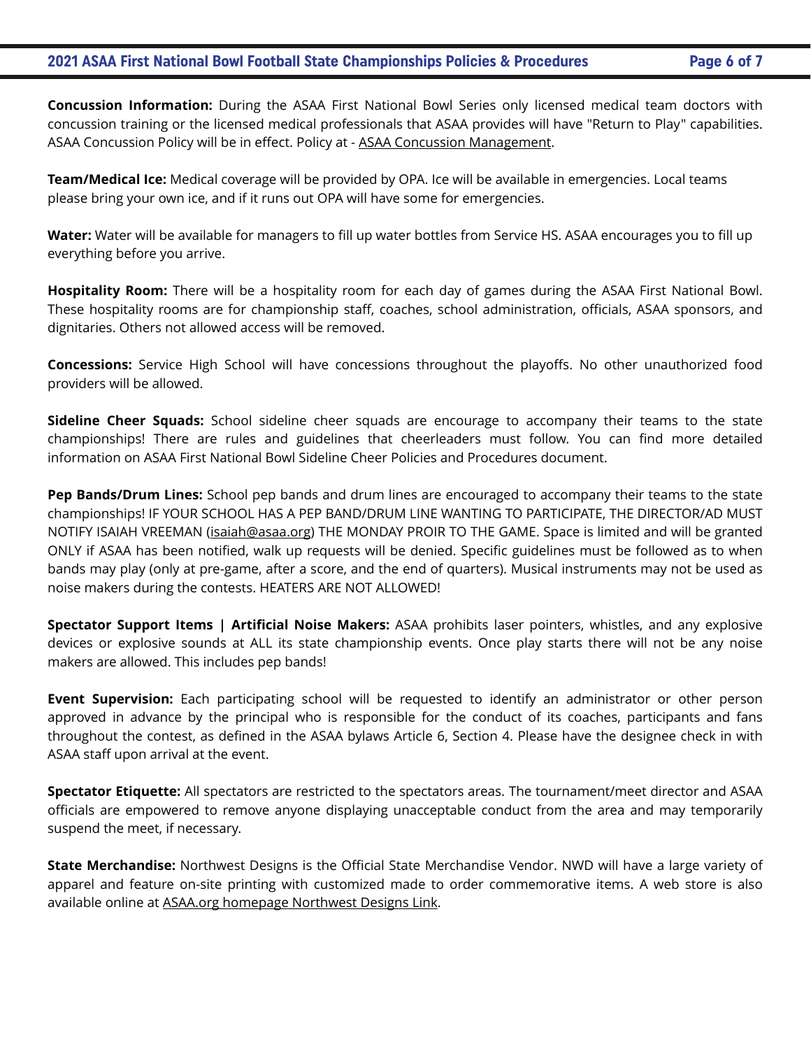**Concussion Information:** During the ASAA First National Bowl Series only licensed medical team doctors with concussion training or the licensed medical professionals that ASAA provides will have "Return to Play" capabilities. ASAA Concussion Policy will be in effect. Policy at - ASAA Concussion Management.

**Team/Medical Ice:** Medical coverage will be provided by OPA. Ice will be available in emergencies. Local teams please bring your own ice, and if it runs out OPA will have some for emergencies.

**Water:** Water will be available for managers to fill up water bottles from Service HS. ASAA encourages you to fill up everything before you arrive.

**Hospitality Room:** There will be a hospitality room for each day of games during the ASAA First National Bowl. These hospitality rooms are for championship staff, coaches, school administration, officials, ASAA sponsors, and dignitaries. Others not allowed access will be removed.

**Concessions:** Service High School will have concessions throughout the playoffs. No other unauthorized food providers will be allowed.

**Sideline Cheer Squads:** School sideline cheer squads are encourage to accompany their teams to the state championships! There are rules and guidelines that cheerleaders must follow. You can find more detailed information on ASAA First National Bowl Sideline Cheer Policies and Procedures document.

**Pep Bands/Drum Lines:** School pep bands and drum lines are encouraged to accompany their teams to the state championships! IF YOUR SCHOOL HAS A PEP BAND/DRUM LINE WANTING TO PARTICIPATE, THE DIRECTOR/AD MUST NOTIFY ISAIAH VREEMAN (isaiah@asaa.org) THE MONDAY PROIR TO THE GAME. Space is limited and will be granted ONLY if ASAA has been notified, walk up requests will be denied. Specific guidelines must be followed as to when bands may play (only at pre-game, after a score, and the end of quarters). Musical instruments may not be used as noise makers during the contests. HEATERS ARE NOT ALLOWED!

**Spectator Support Items | Artificial Noise Makers:** ASAA prohibits laser pointers, whistles, and any explosive devices or explosive sounds at ALL its state championship events. Once play starts there will not be any noise makers are allowed. This includes pep bands!

**Event Supervision:** Each participating school will be requested to identify an administrator or other person approved in advance by the principal who is responsible for the conduct of its coaches, participants and fans throughout the contest, as defined in the ASAA bylaws Article 6, Section 4. Please have the designee check in with ASAA staff upon arrival at the event.

**Spectator Etiquette:** All spectators are restricted to the spectators areas. The tournament/meet director and ASAA officials are empowered to remove anyone displaying unacceptable conduct from the area and may temporarily suspend the meet, if necessary.

**State Merchandise:** Northwest Designs is the Official State Merchandise Vendor. NWD will have a large variety of apparel and feature on-site printing with customized made to order commemorative items. A web store is also available online at ASAA.org homepage Northwest Designs Link.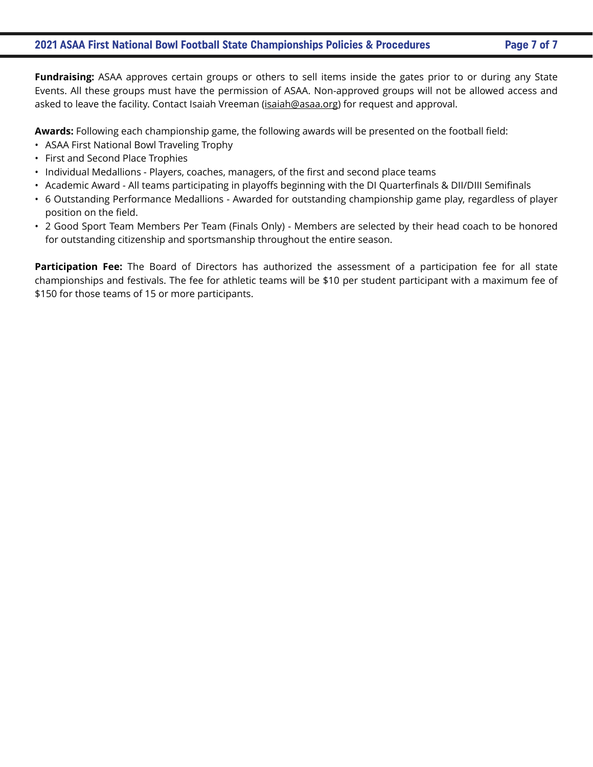**Fundraising:** ASAA approves certain groups or others to sell items inside the gates prior to or during any State Events. All these groups must have the permission of ASAA. Non-approved groups will not be allowed access and asked to leave the facility. Contact Isaiah Vreeman (isaiah@asaa.org) for request and approval.

**Awards:** Following each championship game, the following awards will be presented on the football field:

- ASAA First National Bowl Traveling Trophy
- First and Second Place Trophies
- Individual Medallions - Players, coaches, managers, of the first and second place teams
- Academic Award - All teams participating in playoffs beginning with the DI Quarterfinals & DII/DIII Semifinals
- 6 Outstanding Performance Medallions - Awarded for outstanding championship game play, regardless of player position on the field.
- 2 Good Sport Team Members Per Team (Finals Only) - Members are selected by their head coach to be honored for outstanding citizenship and sportsmanship throughout the entire season.

**Participation Fee:** The Board of Directors has authorized the assessment of a participation fee for all state championships and festivals. The fee for athletic teams will be $10 per student participant with a maximum fee of $150 for those teams of 15 or more participants.